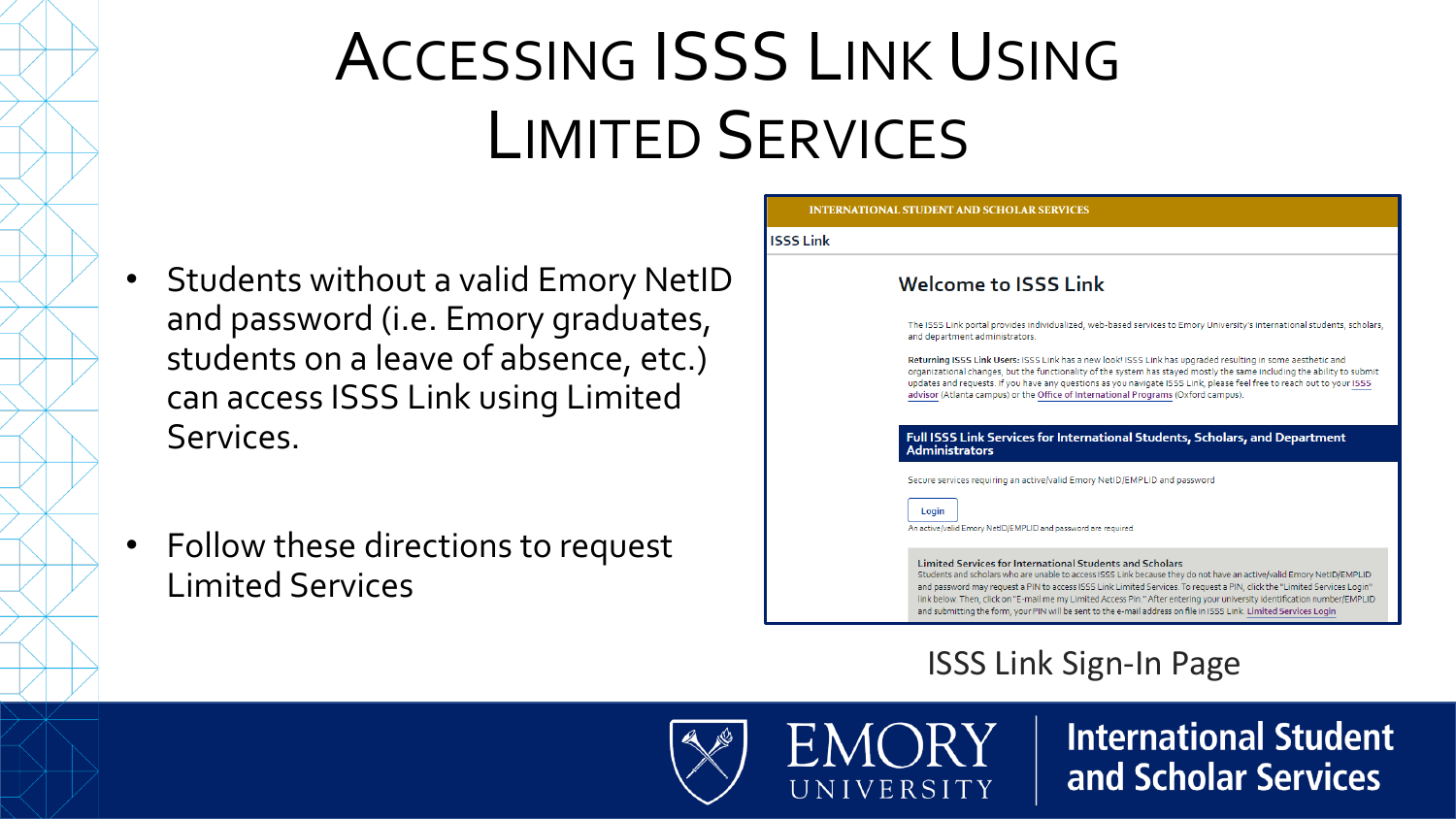# Accessing ISSS Link Using Limited Services

- Students without a valid Emory NetID and password (i.e. Emory graduates, students on a leave of absence, etc.) can access ISSS Link using Limited Services.
- Follow these directions to request Limited Services

INTERNATIONAL STUDENT AND SCHOLAR SERVICES

ISSS Link

## Welcome to ISSS Link

The ISSS Link portal provides individualized, web-based services to Emory University's international students, scholars, and department administrators.

**Returning ISSS Link Users:** ISSS Link has a new look! ISSS Link has upgraded resulting in some aesthetic and organizational changes, but the functionality of the system has stayed mostly the same including the ability to submit updates and requests. If you have any questions as you navigate ISSS Link, please feel free to reach out to your ISSS advisor (Atlanta campus) or the Office of International Programs (Oxford campus).

**Full ISSS Link Services for International Students, Scholars, and Department Administrators**

Secure services requiring an active/valid Emory NetID/EMPLID and password

Login

An active/valid Emory NetID/EMPLID and password are required

**Limited Services for International Students and Scholars**

Students and scholars who are unable to access ISSS Link because they do not have an active/valid Emory NetID/EMPLID and password may request a PIN to access ISSS Link Limited Services. To request a PIN, click the "Limited Services Login" link below. Then, click on "E-mail me my Limited Access Pin." After entering your university identification number/EMPLID and submitting the form, your PIN will be sent to the e-mail address on file in ISSS Link. Limited Services Login

ISSS Link Sign-In Page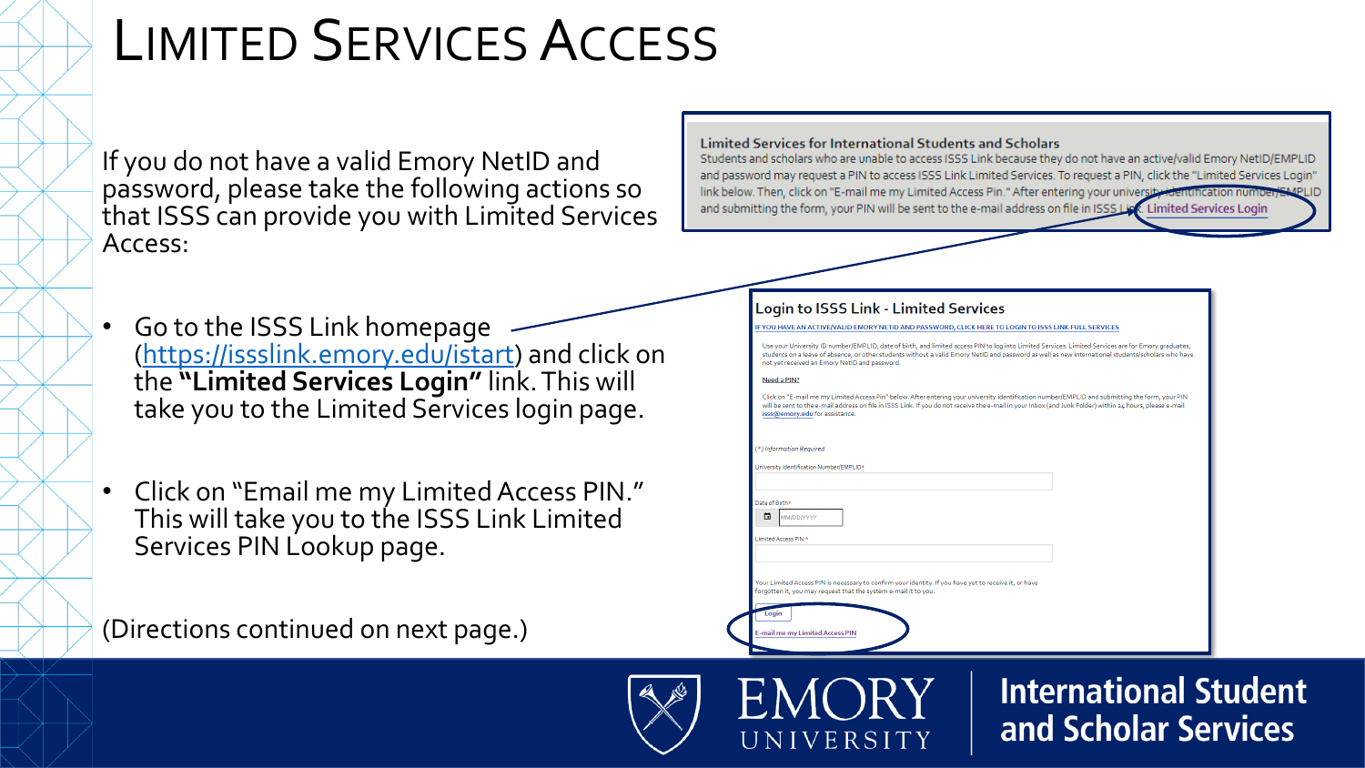# Limited Services Access

If you do not have a valid Emory NetID and password, please take the following actions so that ISSS can provide you with Limited Services Access:

- Go to the ISSS Link homepage (https://isslink.emory.edu/istart) and click on the **"Limited Services Login"** link. This will take you to the Limited Services login page.

- Click on "Email me my Limited Access PIN." This will take you to the ISSS Link Limited Services PIN Lookup page.

(Directions continued on next page.)

**Limited Services for International Students and Scholars**

Students and scholars who are unable to access ISSS Link because they do not have an active/valid Emory NetID/EMPLID and password may request a PIN to access ISSS Link Limited Services. To request a PIN, click the "Limited Services Login" link below. Then, click on "E-mail me my Limited Access Pin." After entering your university identification number/EMPLID and submitting the form, your PIN will be sent to the e-mail address on file in ISSS Link. Limited Services Login

**Login to ISSS Link - Limited Services**

IF YOU HAVE AN ACTIVE/VALID EMORY NETID AND PASSWORD, CLICK HERE TO LOGIN TO ISSS LINK FULL SERVICES

Use your University ID number/EMPLID, date of birth, and limited access PIN to log into Limited Services. Limited Services are for Emory graduates, students on a leave of absence, or other students without a valid Emory NetID and password as well as new international students/scholars who have not yet received an Emory NetID and password.

Need a PIN?

Click on "E-mail me my Limited Access Pin" below. After entering your university identification number/EMPLID and submitting the form, your PIN will be sent to the e-mail address on file in ISSS Link. If you do not receive the e-mail in your Inbox (and Junk Folder) within 24 hours, please e-mail isss@emory.edu for assistance.

(*) Information Required

University Identification Number/EMPLID*

Date of Birth*

MM/DD/YYYY

Limited Access PIN *

Your Limited Access PIN is necessary to confirm your identity. If you have yet to receive it, or have forgotten it, you may request that the system e-mail it to you.

Login

E-mail me my Limited Access PIN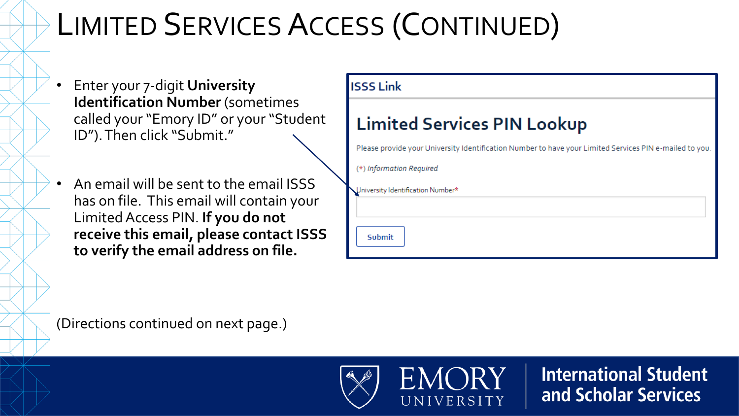# Limited Services Access (Continued)

- Enter your 7-digit **University Identification Number** (sometimes called your "Emory ID" or your "Student ID"). Then click "Submit."
- An email will be sent to the email ISSS has on file. This email will contain your Limited Access PIN. **If you do not receive this email, please contact ISSS to verify the email address on file.**

ISSS Link

## Limited Services PIN Lookup

Please provide your University Identification Number to have your Limited Services PIN e-mailed to you.

(*) *Information Required*

University Identification Number*

Submit

(Directions continued on next page.)

EMORY UNIVERSITY | International Student and Scholar Services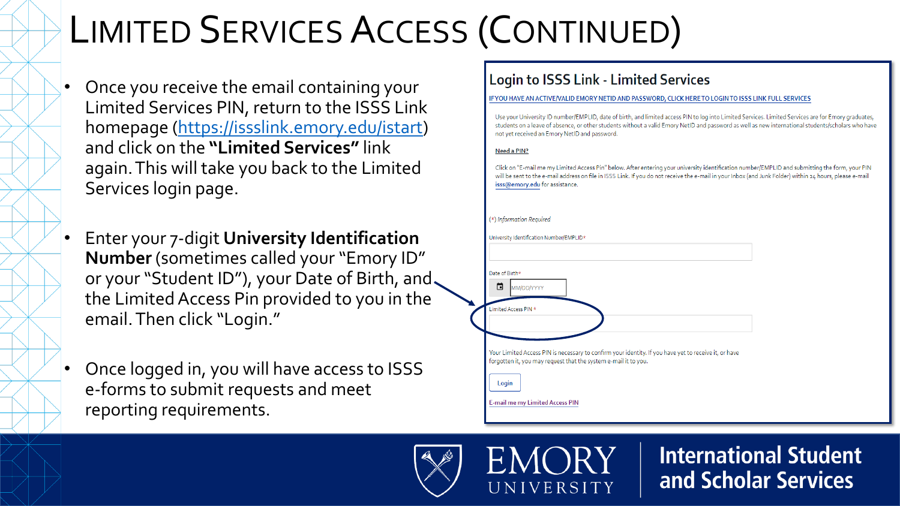# Limited Services Access (Continued)

- Once you receive the email containing your Limited Services PIN, return to the ISSS Link homepage (https://issslink.emory.edu/istart) and click on the **"Limited Services"** link again. This will take you back to the Limited Services login page.
- Enter your 7-digit **University Identification Number** (sometimes called your "Emory ID" or your "Student ID"), your Date of Birth, and the Limited Access Pin provided to you in the email. Then click "Login."
- Once logged in, you will have access to ISSS e-forms to submit requests and meet reporting requirements.

## Login to ISSS Link - Limited Services

IF YOU HAVE AN ACTIVE/VALID EMORY NETID AND PASSWORD, CLICK HERE TO LOGIN TO ISSS LINK FULL SERVICES

Use your University ID number/EMPLID, date of birth, and limited access PIN to log into Limited Services. Limited Services are for Emory graduates, students on a leave of absence, or other students without a valid Emory NetID and password as well as new international students/scholars who have not yet received an Emory NetID and password.

Need a PIN?

Click on "E-mail me my Limited Access Pin" below. After entering your university identification number/EMPLID and submitting the form, your PIN will be sent to the e-mail address on file in ISSS Link. If you do not receive the e-mail in your Inbox (and Junk Folder) within 24 hours, please e-mail isss@emory.edu for assistance.

(*) Information Required

University Identification Number/EMPLID *

Date of Birth *

MM/DD/YYYY

Limited Access PIN *

Your Limited Access PIN is necessary to confirm your identity. If you have yet to receive it, or have forgotten it, you may request that the system e-mail it to you.

Login

E-mail me my Limited Access PIN

EMORY UNIVERSITY | International Student and Scholar Services